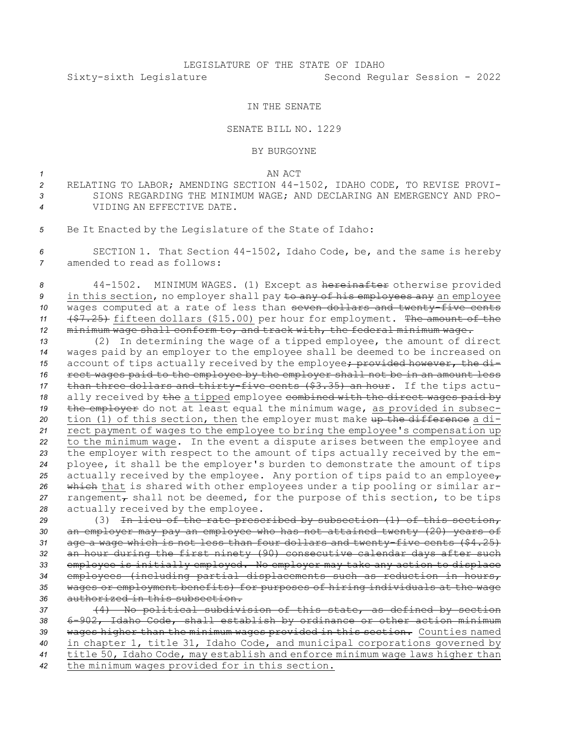LEGISLATURE OF THE STATE OF IDAHO

Sixty-sixth Legislature Second Regular Session - 2022

IN THE SENATE

SENATE BILL NO. 1229

BY BURGOYNE

AN ACT

RELATING TO LABOR; AMENDING SECTION 44-1502, IDAHO CODE, TO REVISE PROVISIONS REGARDING THE MINIMUM WAGE; AND DECLARING AN EMERGENCY AND PROVIDING AN EFFECTIVE DATE.

Be It Enacted by the Legislature of the State of Idaho:

SECTION 1. That Section 44-1502, Idaho Code, be, and the same is hereby amended to read as follows:

44-1502. MINIMUM WAGES. (1) Except as ~~hereinafter~~ otherwise provided <u>in this section</u>, no employer shall pay ~~to any of his employees any~~ <u>an employee</u> wages computed at a rate of less than ~~seven dollars and twenty-five cents ($7.25)~~ <u>fifteen dollars ($15.00)</u> per hour for employment. ~~The amount of the minimum wage shall conform to, and track with, the federal minimum wage.~~

(2) In determining the wage of a tipped employee, the amount of direct wages paid by an employer to the employee shall be deemed to be increased on account of tips actually received by the employee~~; provided however, the direct wages paid to the employee by the employer shall not be in an amount less than three dollars and thirty-five cents ($3.35) an hour~~. If the tips actually received by ~~the~~ <u>a tipped</u> employee ~~combined with the direct wages paid by the employer~~ do not at least equal the minimum wage, <u>as provided in subsection (1) of this section, then</u> the employer must make ~~up the difference~~ <u>a direct payment of wages to the employee to bring the employee's compensation up to the minimum wage</u>. In the event a dispute arises between the employee and the employer with respect to the amount of tips actually received by the employee, it shall be the employer's burden to demonstrate the amount of tips actually received by the employee. Any portion of tips paid to an employee~~,~~ ~~which~~ <u>that</u> is shared with other employees under a tip pooling or similar arrangement~~,~~ shall not be deemed, for the purpose of this section, to be tips actually received by the employee.

(3) ~~In lieu of the rate prescribed by subsection (1) of this section, an employer may pay an employee who has not attained twenty (20) years of age a wage which is not less than four dollars and twenty-five cents ($4.25) an hour during the first ninety (90) consecutive calendar days after such employee is initially employed. No employer may take any action to displace employees (including partial displacements such as reduction in hours, wages or employment benefits) for purposes of hiring individuals at the wage authorized in this subsection.~~

~~(4) No political subdivision of this state, as defined by section 6-902, Idaho Code, shall establish by ordinance or other action minimum wages higher than the minimum wages provided in this section.~~ <u>Counties named in chapter 1, title 31, Idaho Code, and municipal corporations governed by title 50, Idaho Code, may establish and enforce minimum wage laws higher than the minimum wages provided for in this section.</u>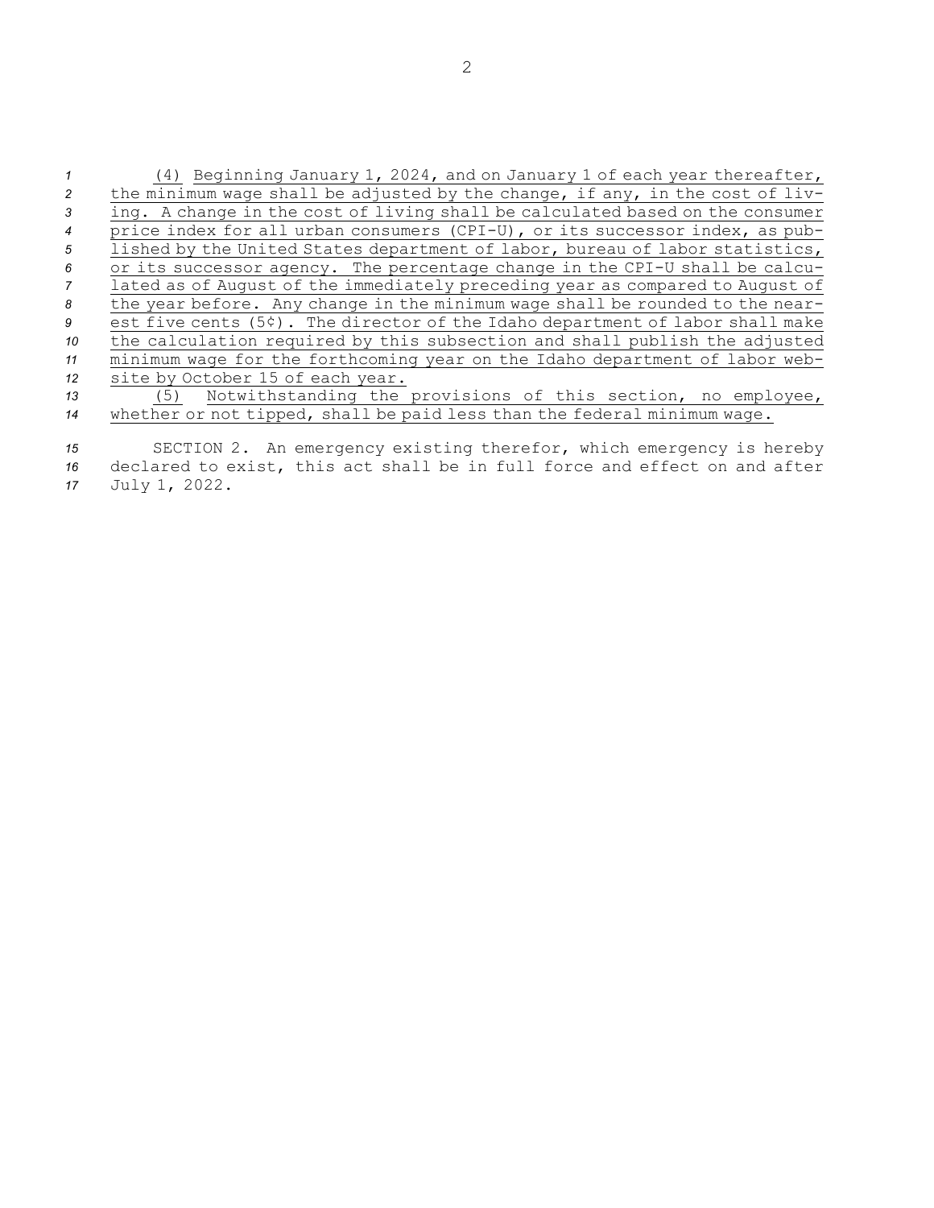(4) Beginning January 1, 2024, and on January 1 of each year thereafter, the minimum wage shall be adjusted by the change, if any, in the cost of living. A change in the cost of living shall be calculated based on the consumer price index for all urban consumers (CPI-U), or its successor index, as published by the United States department of labor, bureau of labor statistics, or its successor agency. The percentage change in the CPI-U shall be calculated as of August of the immediately preceding year as compared to August of the year before. Any change in the minimum wage shall be rounded to the nearest five cents (5¢). The director of the Idaho department of labor shall make the calculation required by this subsection and shall publish the adjusted minimum wage for the forthcoming year on the Idaho department of labor website by October 15 of each year.

(5) Notwithstanding the provisions of this section, no employee, whether or not tipped, shall be paid less than the federal minimum wage.

SECTION 2. An emergency existing therefor, which emergency is hereby declared to exist, this act shall be in full force and effect on and after July 1, 2022.